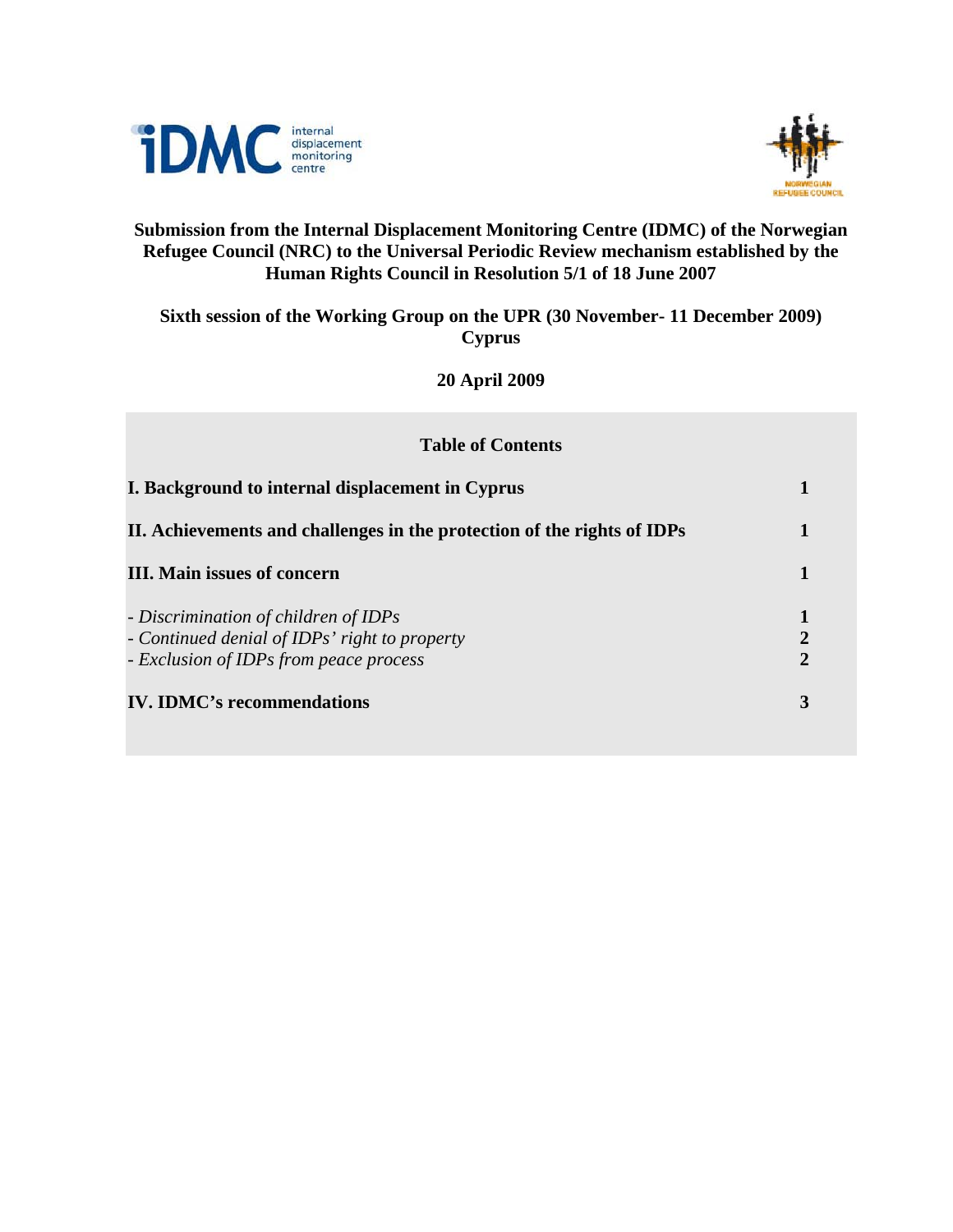**Submission from the Internal Displacement Monitoring Centre (IDMC) of the Norwegian Refugee Council (NRC) to the Universal Periodic Review mechanism established by the Human Rights Council in Resolution 5/1 of 18 June 2007**

**Sixth session of the Working Group on the UPR (30 November- 11 December 2009) Cyprus**

**20 April 2009**

## Table of Contents

| | |
|---|---|
| **I. Background to internal displacement in Cyprus** | **1** |
| **II. Achievements and challenges in the protection of the rights of IDPs** | **1** |
| **III. Main issues of concern** | **1** |
| *- Discrimination of children of IDPs* | **1** |
| *- Continued denial of IDPs' right to property* | **2** |
| *- Exclusion of IDPs from peace process* | **2** |
| **IV. IDMC's recommendations** | **3** |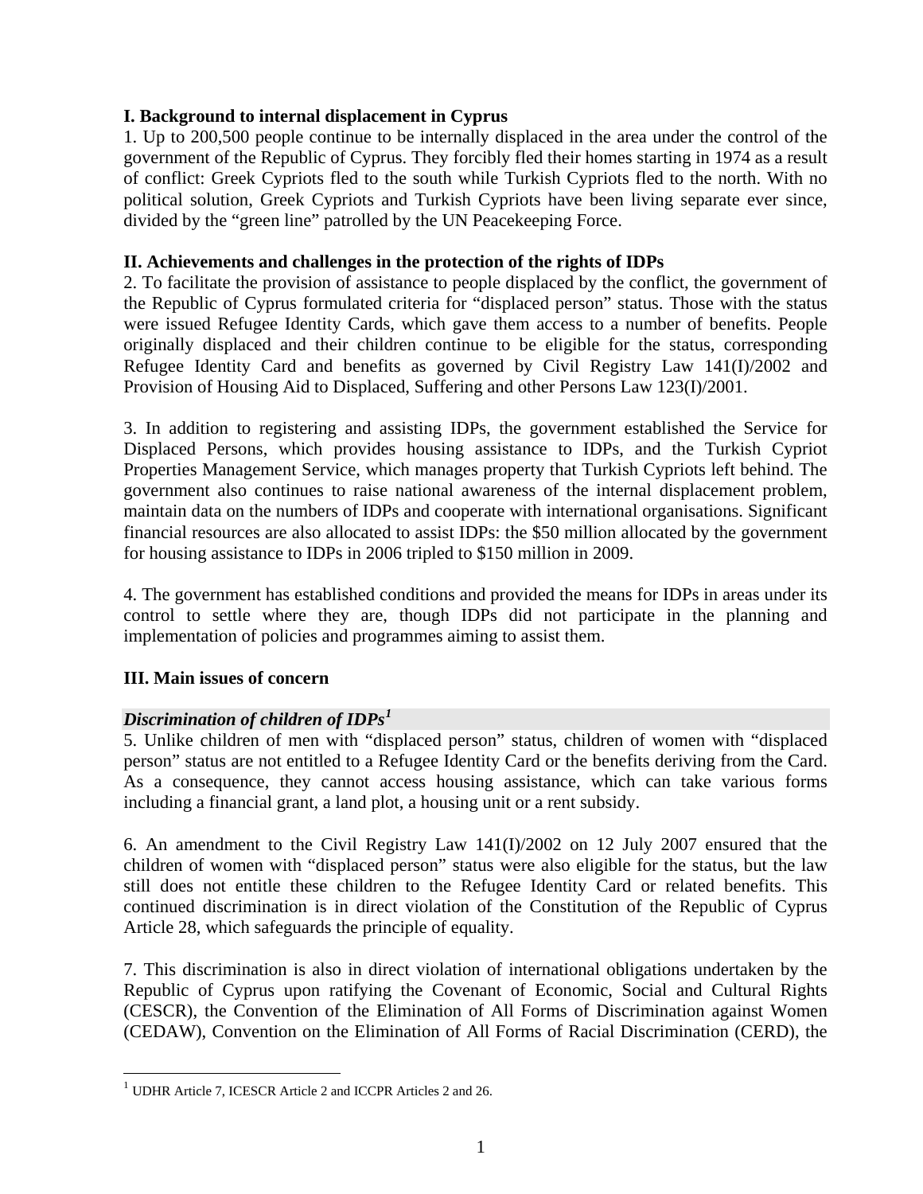## I. Background to internal displacement in Cyprus

1. Up to 200,500 people continue to be internally displaced in the area under the control of the government of the Republic of Cyprus. They forcibly fled their homes starting in 1974 as a result of conflict: Greek Cypriots fled to the south while Turkish Cypriots fled to the north. With no political solution, Greek Cypriots and Turkish Cypriots have been living separate ever since, divided by the "green line" patrolled by the UN Peacekeeping Force.

## II. Achievements and challenges in the protection of the rights of IDPs

2. To facilitate the provision of assistance to people displaced by the conflict, the government of the Republic of Cyprus formulated criteria for "displaced person" status. Those with the status were issued Refugee Identity Cards, which gave them access to a number of benefits. People originally displaced and their children continue to be eligible for the status, corresponding Refugee Identity Card and benefits as governed by Civil Registry Law 141(I)/2002 and Provision of Housing Aid to Displaced, Suffering and other Persons Law 123(I)/2001.

3. In addition to registering and assisting IDPs, the government established the Service for Displaced Persons, which provides housing assistance to IDPs, and the Turkish Cypriot Properties Management Service, which manages property that Turkish Cypriots left behind. The government also continues to raise national awareness of the internal displacement problem, maintain data on the numbers of IDPs and cooperate with international organisations. Significant financial resources are also allocated to assist IDPs: the $50 million allocated by the government for housing assistance to IDPs in 2006 tripled to $150 million in 2009.

4. The government has established conditions and provided the means for IDPs in areas under its control to settle where they are, though IDPs did not participate in the planning and implementation of policies and programmes aiming to assist them.

## III. Main issues of concern

### *Discrimination of children of IDPs*[1]

5. Unlike children of men with "displaced person" status, children of women with "displaced person" status are not entitled to a Refugee Identity Card or the benefits deriving from the Card. As a consequence, they cannot access housing assistance, which can take various forms including a financial grant, a land plot, a housing unit or a rent subsidy.

6. An amendment to the Civil Registry Law 141(I)/2002 on 12 July 2007 ensured that the children of women with "displaced person" status were also eligible for the status, but the law still does not entitle these children to the Refugee Identity Card or related benefits. This continued discrimination is in direct violation of the Constitution of the Republic of Cyprus Article 28, which safeguards the principle of equality.

7. This discrimination is also in direct violation of international obligations undertaken by the Republic of Cyprus upon ratifying the Covenant of Economic, Social and Cultural Rights (CESCR), the Convention of the Elimination of All Forms of Discrimination against Women (CEDAW), Convention on the Elimination of All Forms of Racial Discrimination (CERD), the

---

[1] UDHR Article 7, ICESCR Article 2 and ICCPR Articles 2 and 26.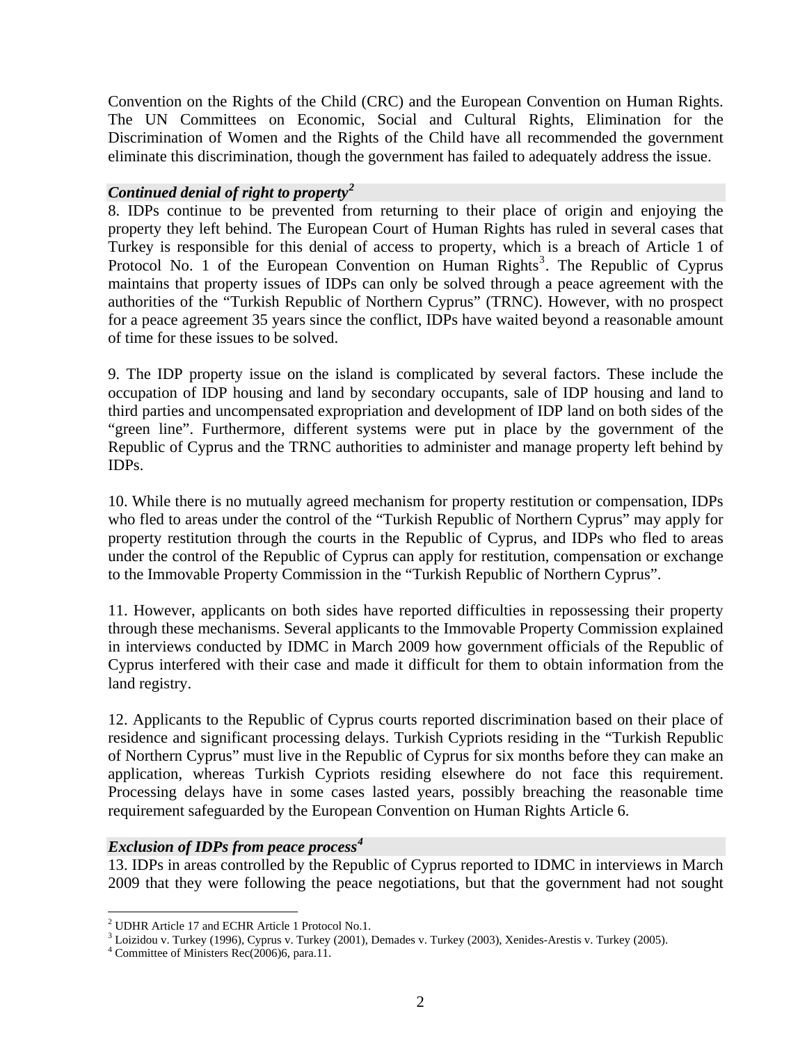Convention on the Rights of the Child (CRC) and the European Convention on Human Rights. The UN Committees on Economic, Social and Cultural Rights, Elimination for the Discrimination of Women and the Rights of the Child have all recommended the government eliminate this discrimination, though the government has failed to adequately address the issue.

### *Continued denial of right to property*[2]

8. IDPs continue to be prevented from returning to their place of origin and enjoying the property they left behind. The European Court of Human Rights has ruled in several cases that Turkey is responsible for this denial of access to property, which is a breach of Article 1 of Protocol No. 1 of the European Convention on Human Rights[3]. The Republic of Cyprus maintains that property issues of IDPs can only be solved through a peace agreement with the authorities of the "Turkish Republic of Northern Cyprus" (TRNC). However, with no prospect for a peace agreement 35 years since the conflict, IDPs have waited beyond a reasonable amount of time for these issues to be solved.

9. The IDP property issue on the island is complicated by several factors. These include the occupation of IDP housing and land by secondary occupants, sale of IDP housing and land to third parties and uncompensated expropriation and development of IDP land on both sides of the "green line". Furthermore, different systems were put in place by the government of the Republic of Cyprus and the TRNC authorities to administer and manage property left behind by IDPs.

10. While there is no mutually agreed mechanism for property restitution or compensation, IDPs who fled to areas under the control of the "Turkish Republic of Northern Cyprus" may apply for property restitution through the courts in the Republic of Cyprus, and IDPs who fled to areas under the control of the Republic of Cyprus can apply for restitution, compensation or exchange to the Immovable Property Commission in the "Turkish Republic of Northern Cyprus".

11. However, applicants on both sides have reported difficulties in repossessing their property through these mechanisms. Several applicants to the Immovable Property Commission explained in interviews conducted by IDMC in March 2009 how government officials of the Republic of Cyprus interfered with their case and made it difficult for them to obtain information from the land registry.

12. Applicants to the Republic of Cyprus courts reported discrimination based on their place of residence and significant processing delays. Turkish Cypriots residing in the "Turkish Republic of Northern Cyprus" must live in the Republic of Cyprus for six months before they can make an application, whereas Turkish Cypriots residing elsewhere do not face this requirement. Processing delays have in some cases lasted years, possibly breaching the reasonable time requirement safeguarded by the European Convention on Human Rights Article 6.

### *Exclusion of IDPs from peace process*[4]

13. IDPs in areas controlled by the Republic of Cyprus reported to IDMC in interviews in March 2009 that they were following the peace negotiations, but that the government had not sought

---

[2] UDHR Article 17 and ECHR Article 1 Protocol No.1.

[3] Loizidou v. Turkey (1996), Cyprus v. Turkey (2001), Demades v. Turkey (2003), Xenides-Arestis v. Turkey (2005).

[4] Committee of Ministers Rec(2006)6, para.11.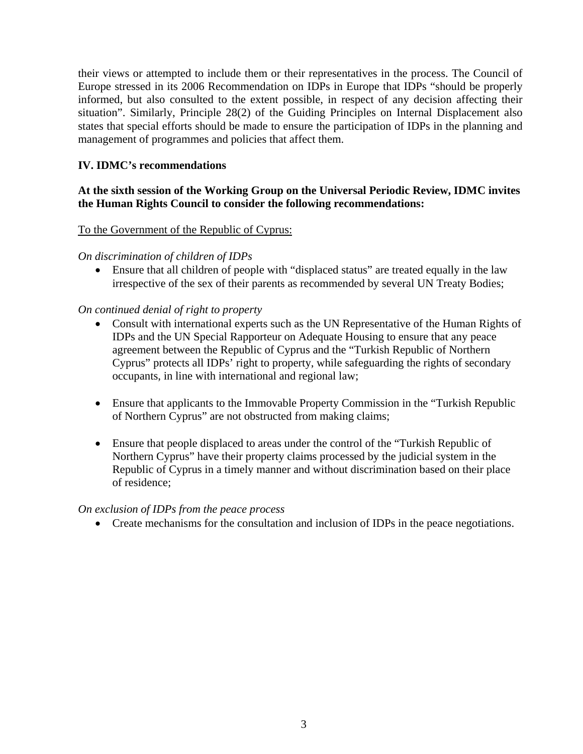their views or attempted to include them or their representatives in the process. The Council of Europe stressed in its 2006 Recommendation on IDPs in Europe that IDPs "should be properly informed, but also consulted to the extent possible, in respect of any decision affecting their situation". Similarly, Principle 28(2) of the Guiding Principles on Internal Displacement also states that special efforts should be made to ensure the participation of IDPs in the planning and management of programmes and policies that affect them.

## IV. IDMC's recommendations

**At the sixth session of the Working Group on the Universal Periodic Review, IDMC invites the Human Rights Council to consider the following recommendations:**

<u>To the Government of the Republic of Cyprus:</u>

*On discrimination of children of IDPs*

- Ensure that all children of people with "displaced status" are treated equally in the law irrespective of the sex of their parents as recommended by several UN Treaty Bodies;

*On continued denial of right to property*

- Consult with international experts such as the UN Representative of the Human Rights of IDPs and the UN Special Rapporteur on Adequate Housing to ensure that any peace agreement between the Republic of Cyprus and the "Turkish Republic of Northern Cyprus" protects all IDPs' right to property, while safeguarding the rights of secondary occupants, in line with international and regional law;

- Ensure that applicants to the Immovable Property Commission in the "Turkish Republic of Northern Cyprus" are not obstructed from making claims;

- Ensure that people displaced to areas under the control of the "Turkish Republic of Northern Cyprus" have their property claims processed by the judicial system in the Republic of Cyprus in a timely manner and without discrimination based on their place of residence;

*On exclusion of IDPs from the peace process*

- Create mechanisms for the consultation and inclusion of IDPs in the peace negotiations.